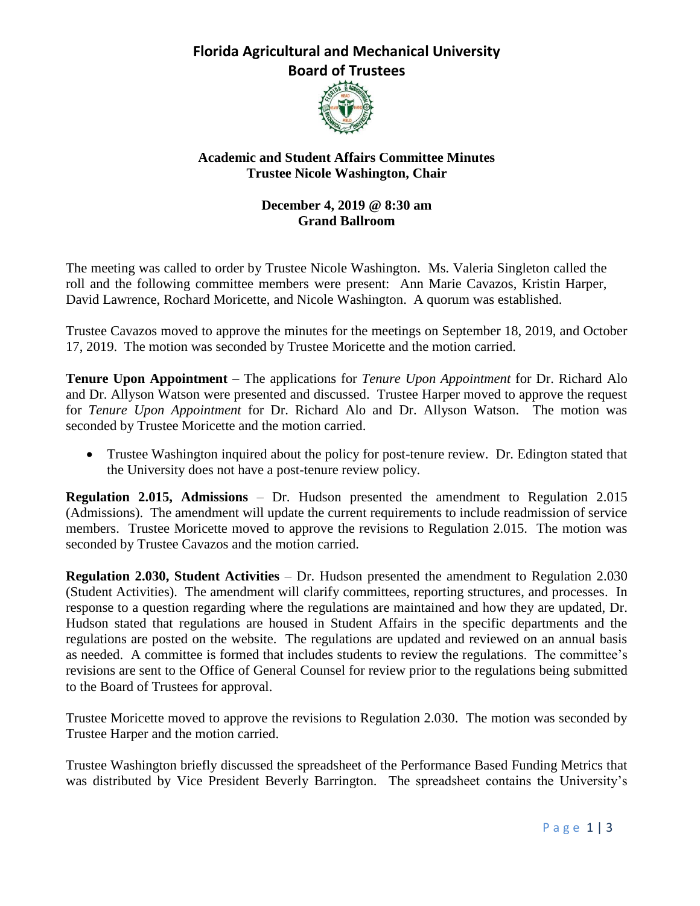# Florida Agricultural and Mechanical University
# Board of Trustees

### Academic and Student Affairs Committee Minutes
### Trustee Nicole Washington, Chair

**December 4, 2019 @ 8:30 am**
**Grand Ballroom**

The meeting was called to order by Trustee Nicole Washington. Ms. Valeria Singleton called the roll and the following committee members were present: Ann Marie Cavazos, Kristin Harper, David Lawrence, Rochard Moricette, and Nicole Washington. A quorum was established.

Trustee Cavazos moved to approve the minutes for the meetings on September 18, 2019, and October 17, 2019. The motion was seconded by Trustee Moricette and the motion carried.

**Tenure Upon Appointment** – The applications for *Tenure Upon Appointment* for Dr. Richard Alo and Dr. Allyson Watson were presented and discussed. Trustee Harper moved to approve the request for *Tenure Upon Appointment* for Dr. Richard Alo and Dr. Allyson Watson. The motion was seconded by Trustee Moricette and the motion carried.

- Trustee Washington inquired about the policy for post-tenure review. Dr. Edington stated that the University does not have a post-tenure review policy.

**Regulation 2.015, Admissions** – Dr. Hudson presented the amendment to Regulation 2.015 (Admissions). The amendment will update the current requirements to include readmission of service members. Trustee Moricette moved to approve the revisions to Regulation 2.015. The motion was seconded by Trustee Cavazos and the motion carried.

**Regulation 2.030, Student Activities** – Dr. Hudson presented the amendment to Regulation 2.030 (Student Activities). The amendment will clarify committees, reporting structures, and processes. In response to a question regarding where the regulations are maintained and how they are updated, Dr. Hudson stated that regulations are housed in Student Affairs in the specific departments and the regulations are posted on the website. The regulations are updated and reviewed on an annual basis as needed. A committee is formed that includes students to review the regulations. The committee's revisions are sent to the Office of General Counsel for review prior to the regulations being submitted to the Board of Trustees for approval.

Trustee Moricette moved to approve the revisions to Regulation 2.030. The motion was seconded by Trustee Harper and the motion carried.

Trustee Washington briefly discussed the spreadsheet of the Performance Based Funding Metrics that was distributed by Vice President Beverly Barrington. The spreadsheet contains the University's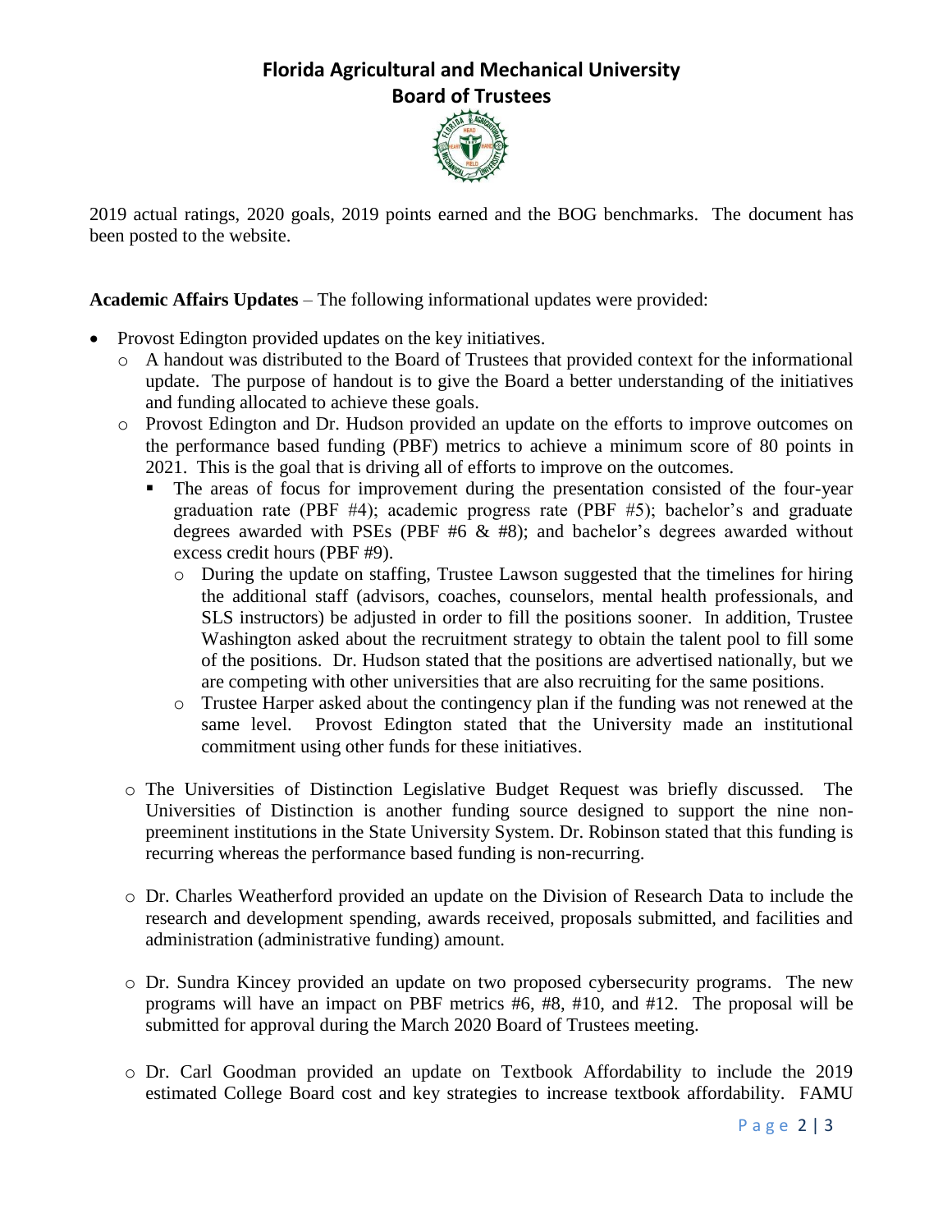2019 actual ratings, 2020 goals, 2019 points earned and the BOG benchmarks. The document has been posted to the website.

**Academic Affairs Updates** – The following informational updates were provided:

- Provost Edington provided updates on the key initiatives.
  - A handout was distributed to the Board of Trustees that provided context for the informational update. The purpose of handout is to give the Board a better understanding of the initiatives and funding allocated to achieve these goals.
  - Provost Edington and Dr. Hudson provided an update on the efforts to improve outcomes on the performance based funding (PBF) metrics to achieve a minimum score of 80 points in 2021. This is the goal that is driving all of efforts to improve on the outcomes.
    - The areas of focus for improvement during the presentation consisted of the four-year graduation rate (PBF #4); academic progress rate (PBF #5); bachelor's and graduate degrees awarded with PSEs (PBF #6 & #8); and bachelor's degrees awarded without excess credit hours (PBF #9).
      - During the update on staffing, Trustee Lawson suggested that the timelines for hiring the additional staff (advisors, coaches, counselors, mental health professionals, and SLS instructors) be adjusted in order to fill the positions sooner. In addition, Trustee Washington asked about the recruitment strategy to obtain the talent pool to fill some of the positions. Dr. Hudson stated that the positions are advertised nationally, but we are competing with other universities that are also recruiting for the same positions.
      - Trustee Harper asked about the contingency plan if the funding was not renewed at the same level. Provost Edington stated that the University made an institutional commitment using other funds for these initiatives.
  - The Universities of Distinction Legislative Budget Request was briefly discussed. The Universities of Distinction is another funding source designed to support the nine non-preeminent institutions in the State University System. Dr. Robinson stated that this funding is recurring whereas the performance based funding is non-recurring.
  - Dr. Charles Weatherford provided an update on the Division of Research Data to include the research and development spending, awards received, proposals submitted, and facilities and administration (administrative funding) amount.
  - Dr. Sundra Kincey provided an update on two proposed cybersecurity programs. The new programs will have an impact on PBF metrics #6, #8, #10, and #12. The proposal will be submitted for approval during the March 2020 Board of Trustees meeting.
  - Dr. Carl Goodman provided an update on Textbook Affordability to include the 2019 estimated College Board cost and key strategies to increase textbook affordability. FAMU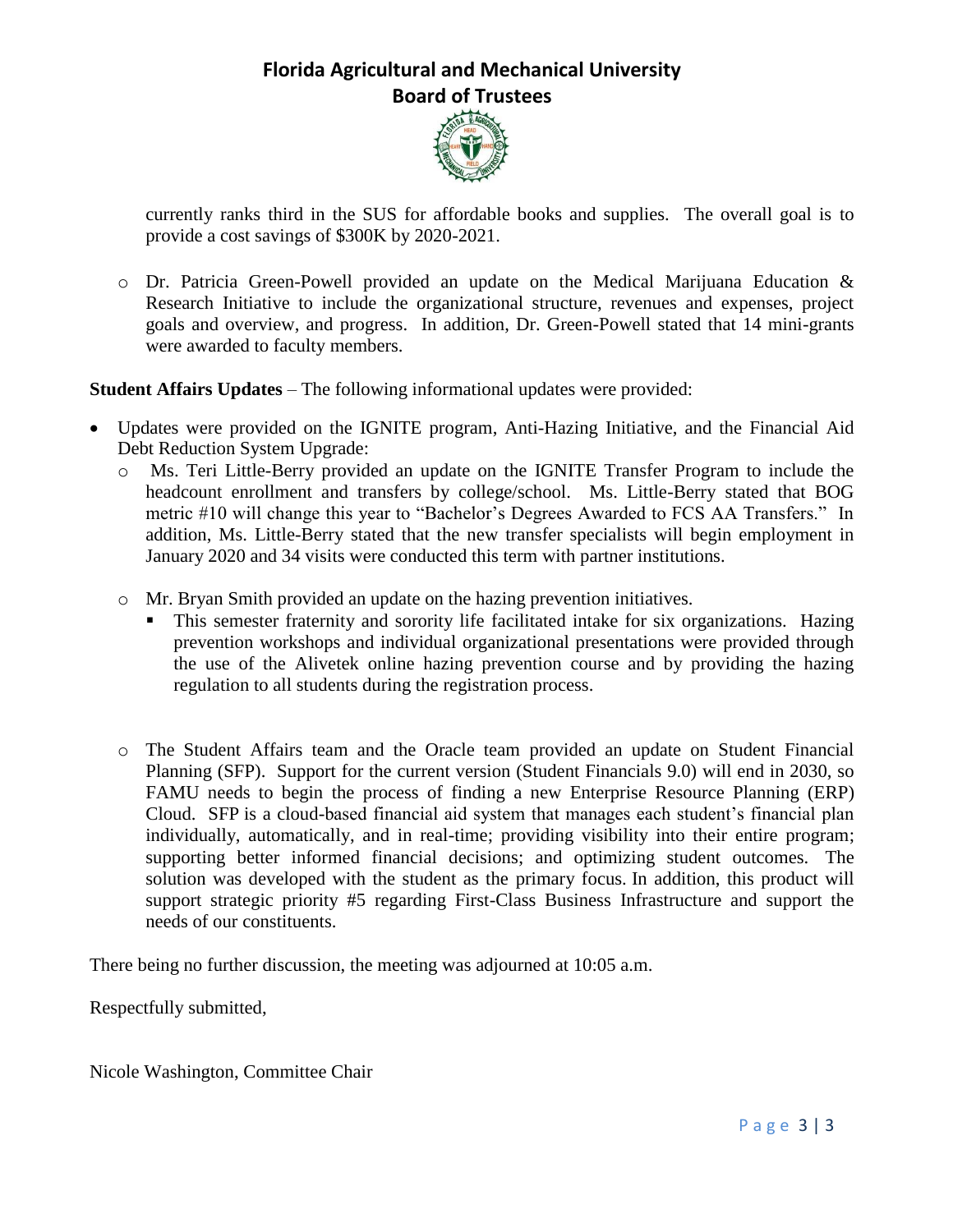currently ranks third in the SUS for affordable books and supplies. The overall goal is to provide a cost savings of $300K by 2020-2021.

  - Dr. Patricia Green-Powell provided an update on the Medical Marijuana Education & Research Initiative to include the organizational structure, revenues and expenses, project goals and overview, and progress. In addition, Dr. Green-Powell stated that 14 mini-grants were awarded to faculty members.

**Student Affairs Updates** – The following informational updates were provided:

- Updates were provided on the IGNITE program, Anti-Hazing Initiative, and the Financial Aid Debt Reduction System Upgrade:
  - Ms. Teri Little-Berry provided an update on the IGNITE Transfer Program to include the headcount enrollment and transfers by college/school. Ms. Little-Berry stated that BOG metric #10 will change this year to "Bachelor's Degrees Awarded to FCS AA Transfers." In addition, Ms. Little-Berry stated that the new transfer specialists will begin employment in January 2020 and 34 visits were conducted this term with partner institutions.
  - Mr. Bryan Smith provided an update on the hazing prevention initiatives.
    - This semester fraternity and sorority life facilitated intake for six organizations. Hazing prevention workshops and individual organizational presentations were provided through the use of the Alivetek online hazing prevention course and by providing the hazing regulation to all students during the registration process.
  - The Student Affairs team and the Oracle team provided an update on Student Financial Planning (SFP). Support for the current version (Student Financials 9.0) will end in 2030, so FAMU needs to begin the process of finding a new Enterprise Resource Planning (ERP) Cloud. SFP is a cloud-based financial aid system that manages each student's financial plan individually, automatically, and in real-time; providing visibility into their entire program; supporting better informed financial decisions; and optimizing student outcomes. The solution was developed with the student as the primary focus. In addition, this product will support strategic priority #5 regarding First-Class Business Infrastructure and support the needs of our constituents.

There being no further discussion, the meeting was adjourned at 10:05 a.m.

Respectfully submitted,

Nicole Washington, Committee Chair